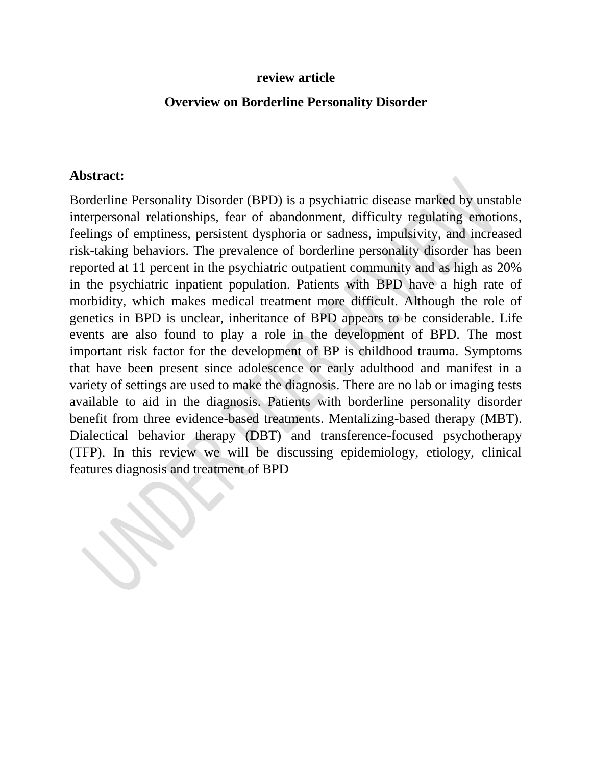**review article**

# Overview on Borderline Personality Disorder

## Abstract:

Borderline Personality Disorder (BPD) is a psychiatric disease marked by unstable interpersonal relationships, fear of abandonment, difficulty regulating emotions, feelings of emptiness, persistent dysphoria or sadness, impulsivity, and increased risk-taking behaviors. The prevalence of borderline personality disorder has been reported at 11 percent in the psychiatric outpatient community and as high as 20% in the psychiatric inpatient population. Patients with BPD have a high rate of morbidity, which makes medical treatment more difficult. Although the role of genetics in BPD is unclear, inheritance of BPD appears to be considerable. Life events are also found to play a role in the development of BPD. The most important risk factor for the development of BP is childhood trauma. Symptoms that have been present since adolescence or early adulthood and manifest in a variety of settings are used to make the diagnosis. There are no lab or imaging tests available to aid in the diagnosis. Patients with borderline personality disorder benefit from three evidence-based treatments. Mentalizing-based therapy (MBT). Dialectical behavior therapy (DBT) and transference-focused psychotherapy (TFP). In this review we will be discussing epidemiology, etiology, clinical features diagnosis and treatment of BPD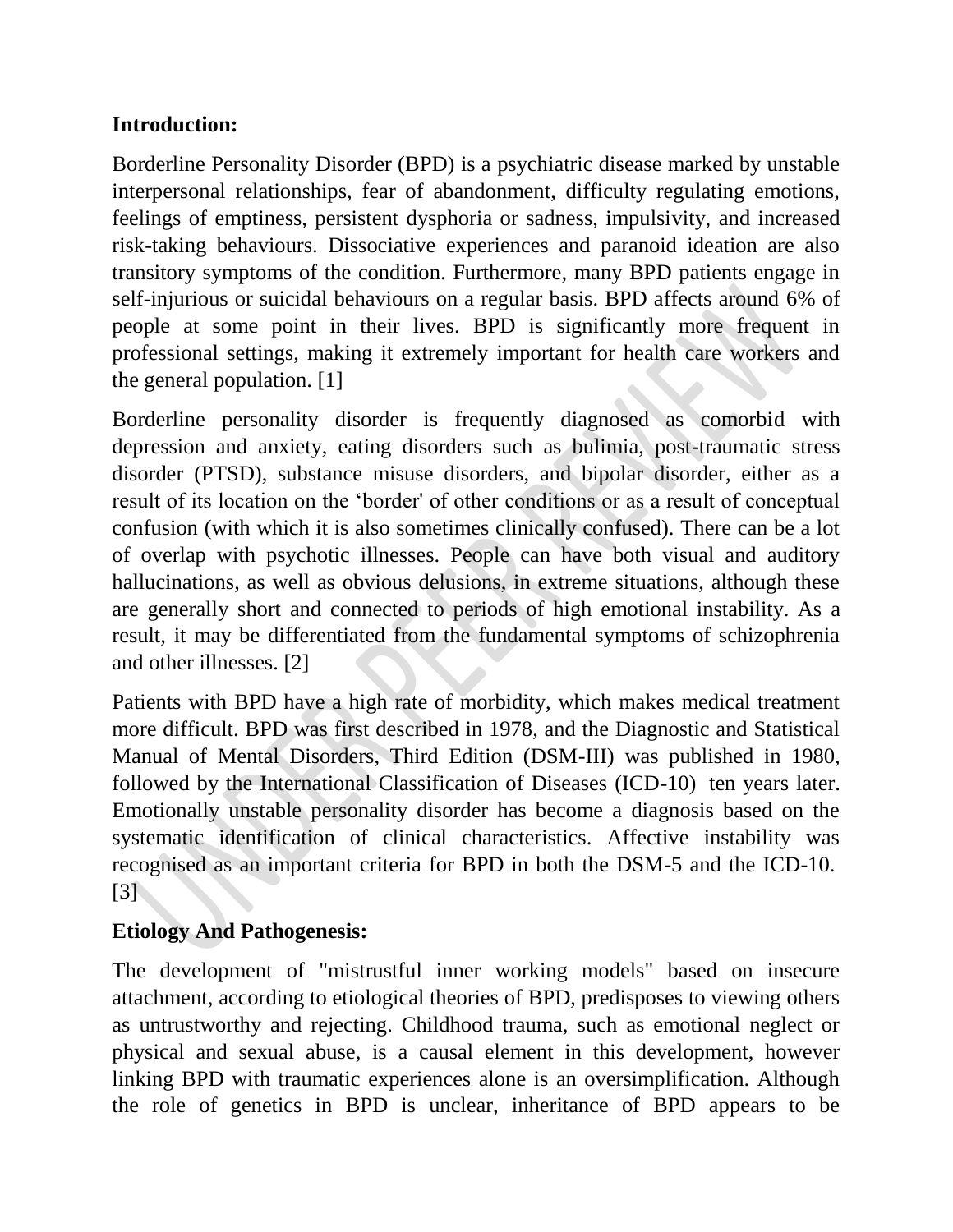**Introduction:**

Borderline Personality Disorder (BPD) is a psychiatric disease marked by unstable interpersonal relationships, fear of abandonment, difficulty regulating emotions, feelings of emptiness, persistent dysphoria or sadness, impulsivity, and increased risk-taking behaviours. Dissociative experiences and paranoid ideation are also transitory symptoms of the condition. Furthermore, many BPD patients engage in self-injurious or suicidal behaviours on a regular basis. BPD affects around 6% of people at some point in their lives. BPD is significantly more frequent in professional settings, making it extremely important for health care workers and the general population. [1]

Borderline personality disorder is frequently diagnosed as comorbid with depression and anxiety, eating disorders such as bulimia, post-traumatic stress disorder (PTSD), substance misuse disorders, and bipolar disorder, either as a result of its location on the 'border' of other conditions or as a result of conceptual confusion (with which it is also sometimes clinically confused). There can be a lot of overlap with psychotic illnesses. People can have both visual and auditory hallucinations, as well as obvious delusions, in extreme situations, although these are generally short and connected to periods of high emotional instability. As a result, it may be differentiated from the fundamental symptoms of schizophrenia and other illnesses. [2]

Patients with BPD have a high rate of morbidity, which makes medical treatment more difficult. BPD was first described in 1978, and the Diagnostic and Statistical Manual of Mental Disorders, Third Edition (DSM-III) was published in 1980, followed by the International Classification of Diseases (ICD-10) ten years later. Emotionally unstable personality disorder has become a diagnosis based on the systematic identification of clinical characteristics. Affective instability was recognised as an important criteria for BPD in both the DSM-5 and the ICD-10. [3]

**Etiology And Pathogenesis:**

The development of "mistrustful inner working models" based on insecure attachment, according to etiological theories of BPD, predisposes to viewing others as untrustworthy and rejecting. Childhood trauma, such as emotional neglect or physical and sexual abuse, is a causal element in this development, however linking BPD with traumatic experiences alone is an oversimplification. Although the role of genetics in BPD is unclear, inheritance of BPD appears to be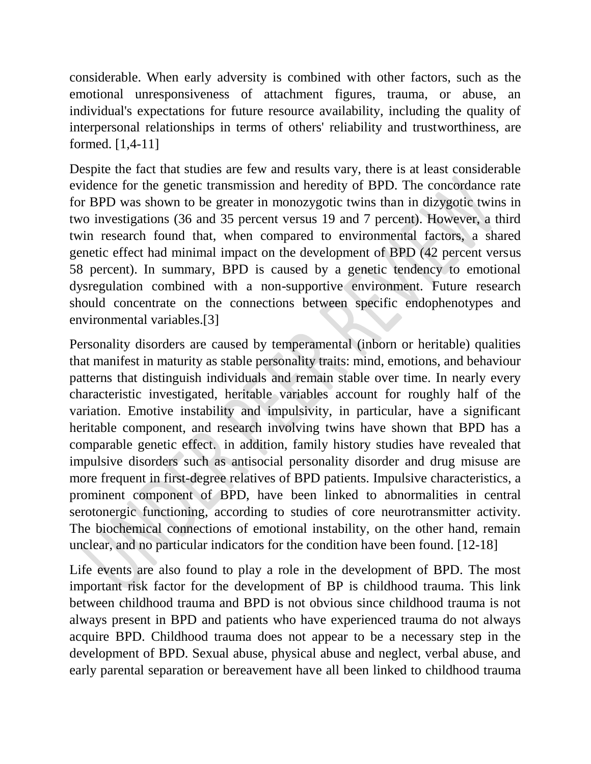considerable. When early adversity is combined with other factors, such as the emotional unresponsiveness of attachment figures, trauma, or abuse, an individual's expectations for future resource availability, including the quality of interpersonal relationships in terms of others' reliability and trustworthiness, are formed. [1,4-11]

Despite the fact that studies are few and results vary, there is at least considerable evidence for the genetic transmission and heredity of BPD. The concordance rate for BPD was shown to be greater in monozygotic twins than in dizygotic twins in two investigations (36 and 35 percent versus 19 and 7 percent). However, a third twin research found that, when compared to environmental factors, a shared genetic effect had minimal impact on the development of BPD (42 percent versus 58 percent). In summary, BPD is caused by a genetic tendency to emotional dysregulation combined with a non-supportive environment. Future research should concentrate on the connections between specific endophenotypes and environmental variables.[3]

Personality disorders are caused by temperamental (inborn or heritable) qualities that manifest in maturity as stable personality traits: mind, emotions, and behaviour patterns that distinguish individuals and remain stable over time. In nearly every characteristic investigated, heritable variables account for roughly half of the variation. Emotive instability and impulsivity, in particular, have a significant heritable component, and research involving twins have shown that BPD has a comparable genetic effect. in addition, family history studies have revealed that impulsive disorders such as antisocial personality disorder and drug misuse are more frequent in first-degree relatives of BPD patients. Impulsive characteristics, a prominent component of BPD, have been linked to abnormalities in central serotonergic functioning, according to studies of core neurotransmitter activity. The biochemical connections of emotional instability, on the other hand, remain unclear, and no particular indicators for the condition have been found. [12-18]

Life events are also found to play a role in the development of BPD. The most important risk factor for the development of BP is childhood trauma. This link between childhood trauma and BPD is not obvious since childhood trauma is not always present in BPD and patients who have experienced trauma do not always acquire BPD. Childhood trauma does not appear to be a necessary step in the development of BPD. Sexual abuse, physical abuse and neglect, verbal abuse, and early parental separation or bereavement have all been linked to childhood trauma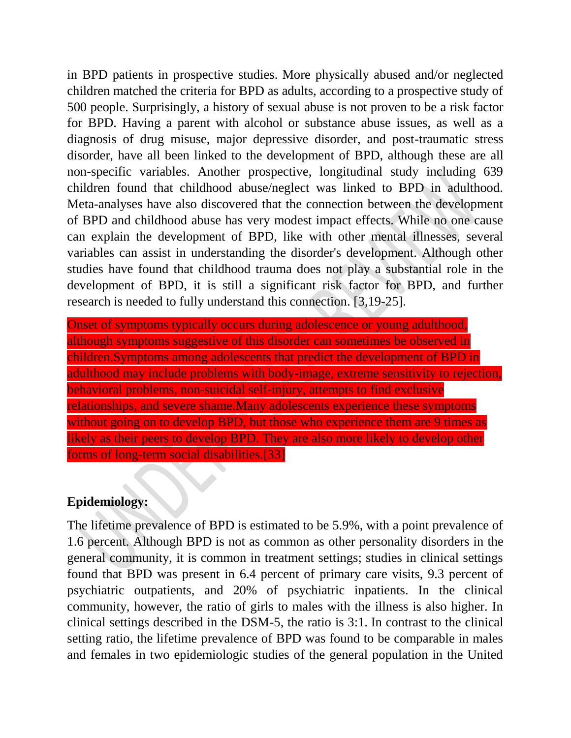in BPD patients in prospective studies. More physically abused and/or neglected children matched the criteria for BPD as adults, according to a prospective study of 500 people. Surprisingly, a history of sexual abuse is not proven to be a risk factor for BPD. Having a parent with alcohol or substance abuse issues, as well as a diagnosis of drug misuse, major depressive disorder, and post-traumatic stress disorder, have all been linked to the development of BPD, although these are all non-specific variables. Another prospective, longitudinal study including 639 children found that childhood abuse/neglect was linked to BPD in adulthood. Meta-analyses have also discovered that the connection between the development of BPD and childhood abuse has very modest impact effects. While no one cause can explain the development of BPD, like with other mental illnesses, several variables can assist in understanding the disorder's development. Although other studies have found that childhood trauma does not play a substantial role in the development of BPD, it is still a significant risk factor for BPD, and further research is needed to fully understand this connection. [3,19-25].

Onset of symptoms typically occurs during adolescence or young adulthood, although symptoms suggestive of this disorder can sometimes be observed in children.Symptoms among adolescents that predict the development of BPD in adulthood may include problems with body-image, extreme sensitivity to rejection, behavioral problems, non-suicidal self-injury, attempts to find exclusive relationships, and severe shame.Many adolescents experience these symptoms without going on to develop BPD, but those who experience them are 9 times as likely as their peers to develop BPD. They are also more likely to develop other forms of long-term social disabilities.[33]

**Epidemiology:**

The lifetime prevalence of BPD is estimated to be 5.9%, with a point prevalence of 1.6 percent. Although BPD is not as common as other personality disorders in the general community, it is common in treatment settings; studies in clinical settings found that BPD was present in 6.4 percent of primary care visits, 9.3 percent of psychiatric outpatients, and 20% of psychiatric inpatients. In the clinical community, however, the ratio of girls to males with the illness is also higher. In clinical settings described in the DSM-5, the ratio is 3:1. In contrast to the clinical setting ratio, the lifetime prevalence of BPD was found to be comparable in males and females in two epidemiologic studies of the general population in the United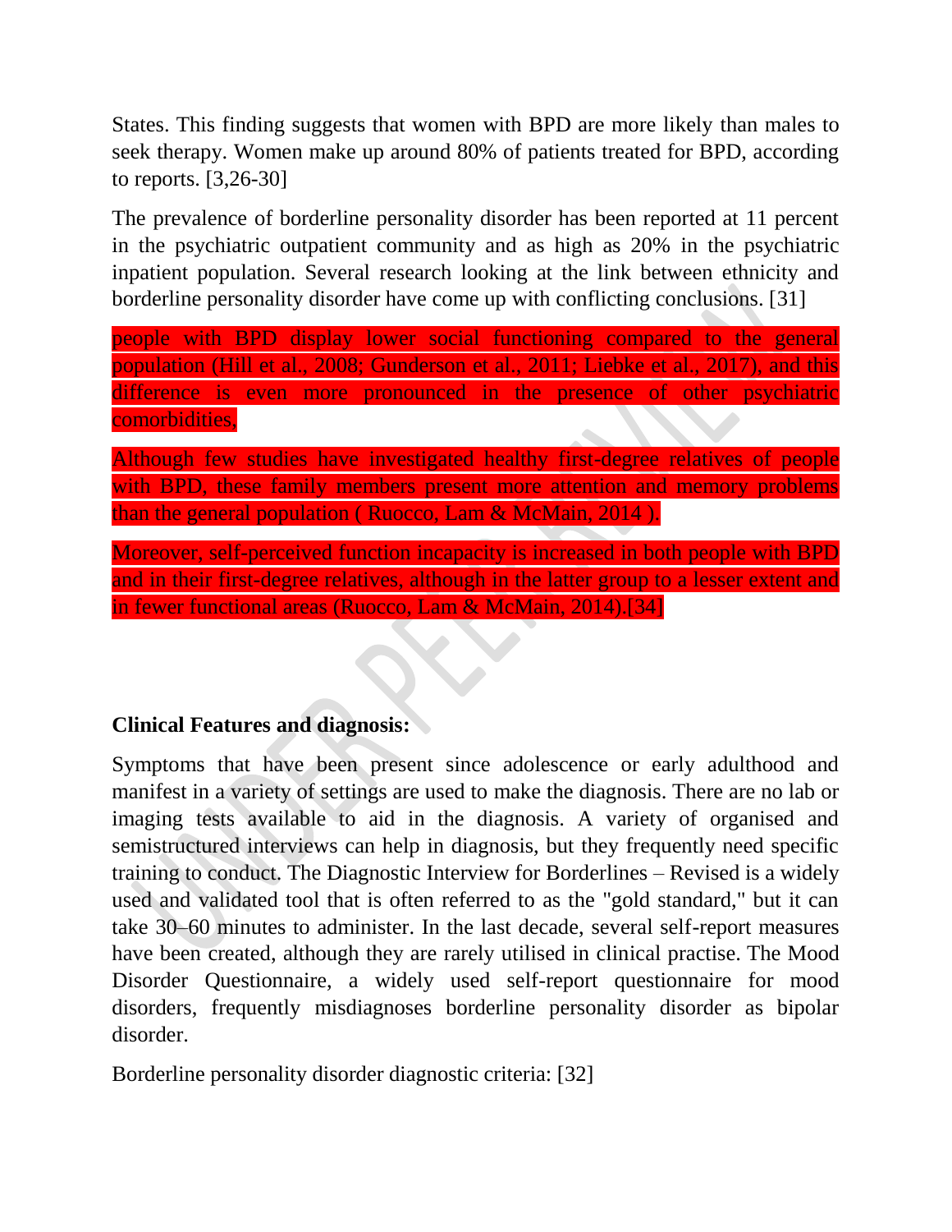States. This finding suggests that women with BPD are more likely than males to seek therapy. Women make up around 80% of patients treated for BPD, according to reports. [3,26-30]

The prevalence of borderline personality disorder has been reported at 11 percent in the psychiatric outpatient community and as high as 20% in the psychiatric inpatient population. Several research looking at the link between ethnicity and borderline personality disorder have come up with conflicting conclusions. [31]

people with BPD display lower social functioning compared to the general population (Hill et al., 2008; Gunderson et al., 2011; Liebke et al., 2017), and this difference is even more pronounced in the presence of other psychiatric comorbidities,

Although few studies have investigated healthy first-degree relatives of people with BPD, these family members present more attention and memory problems than the general population ( Ruocco, Lam & McMain, 2014 ).

Moreover, self-perceived function incapacity is increased in both people with BPD and in their first-degree relatives, although in the latter group to a lesser extent and in fewer functional areas (Ruocco, Lam & McMain, 2014).[34]

**Clinical Features and diagnosis:**

Symptoms that have been present since adolescence or early adulthood and manifest in a variety of settings are used to make the diagnosis. There are no lab or imaging tests available to aid in the diagnosis. A variety of organised and semistructured interviews can help in diagnosis, but they frequently need specific training to conduct. The Diagnostic Interview for Borderlines – Revised is a widely used and validated tool that is often referred to as the "gold standard," but it can take 30–60 minutes to administer. In the last decade, several self-report measures have been created, although they are rarely utilised in clinical practise. The Mood Disorder Questionnaire, a widely used self-report questionnaire for mood disorders, frequently misdiagnoses borderline personality disorder as bipolar disorder.

Borderline personality disorder diagnostic criteria: [32]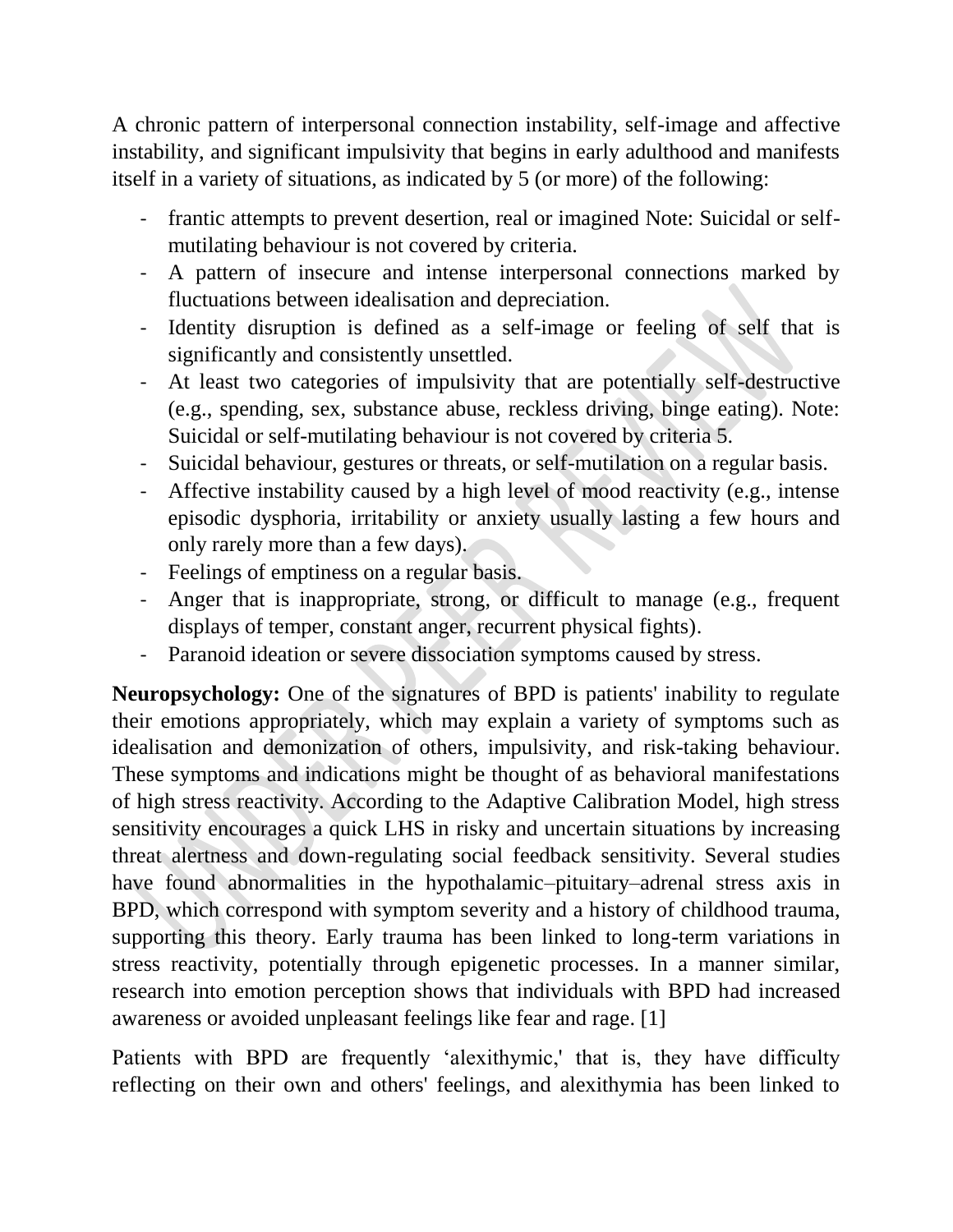A chronic pattern of interpersonal connection instability, self-image and affective instability, and significant impulsivity that begins in early adulthood and manifests itself in a variety of situations, as indicated by 5 (or more) of the following:

- frantic attempts to prevent desertion, real or imagined Note: Suicidal or self-mutilating behaviour is not covered by criteria.
- A pattern of insecure and intense interpersonal connections marked by fluctuations between idealisation and depreciation.
- Identity disruption is defined as a self-image or feeling of self that is significantly and consistently unsettled.
- At least two categories of impulsivity that are potentially self-destructive (e.g., spending, sex, substance abuse, reckless driving, binge eating). Note: Suicidal or self-mutilating behaviour is not covered by criteria 5.
- Suicidal behaviour, gestures or threats, or self-mutilation on a regular basis.
- Affective instability caused by a high level of mood reactivity (e.g., intense episodic dysphoria, irritability or anxiety usually lasting a few hours and only rarely more than a few days).
- Feelings of emptiness on a regular basis.
- Anger that is inappropriate, strong, or difficult to manage (e.g., frequent displays of temper, constant anger, recurrent physical fights).
- Paranoid ideation or severe dissociation symptoms caused by stress.

**Neuropsychology:** One of the signatures of BPD is patients' inability to regulate their emotions appropriately, which may explain a variety of symptoms such as idealisation and demonization of others, impulsivity, and risk-taking behaviour. These symptoms and indications might be thought of as behavioral manifestations of high stress reactivity. According to the Adaptive Calibration Model, high stress sensitivity encourages a quick LHS in risky and uncertain situations by increasing threat alertness and down-regulating social feedback sensitivity. Several studies have found abnormalities in the hypothalamic–pituitary–adrenal stress axis in BPD, which correspond with symptom severity and a history of childhood trauma, supporting this theory. Early trauma has been linked to long-term variations in stress reactivity, potentially through epigenetic processes. In a manner similar, research into emotion perception shows that individuals with BPD had increased awareness or avoided unpleasant feelings like fear and rage. [1]

Patients with BPD are frequently 'alexithymic,' that is, they have difficulty reflecting on their own and others' feelings, and alexithymia has been linked to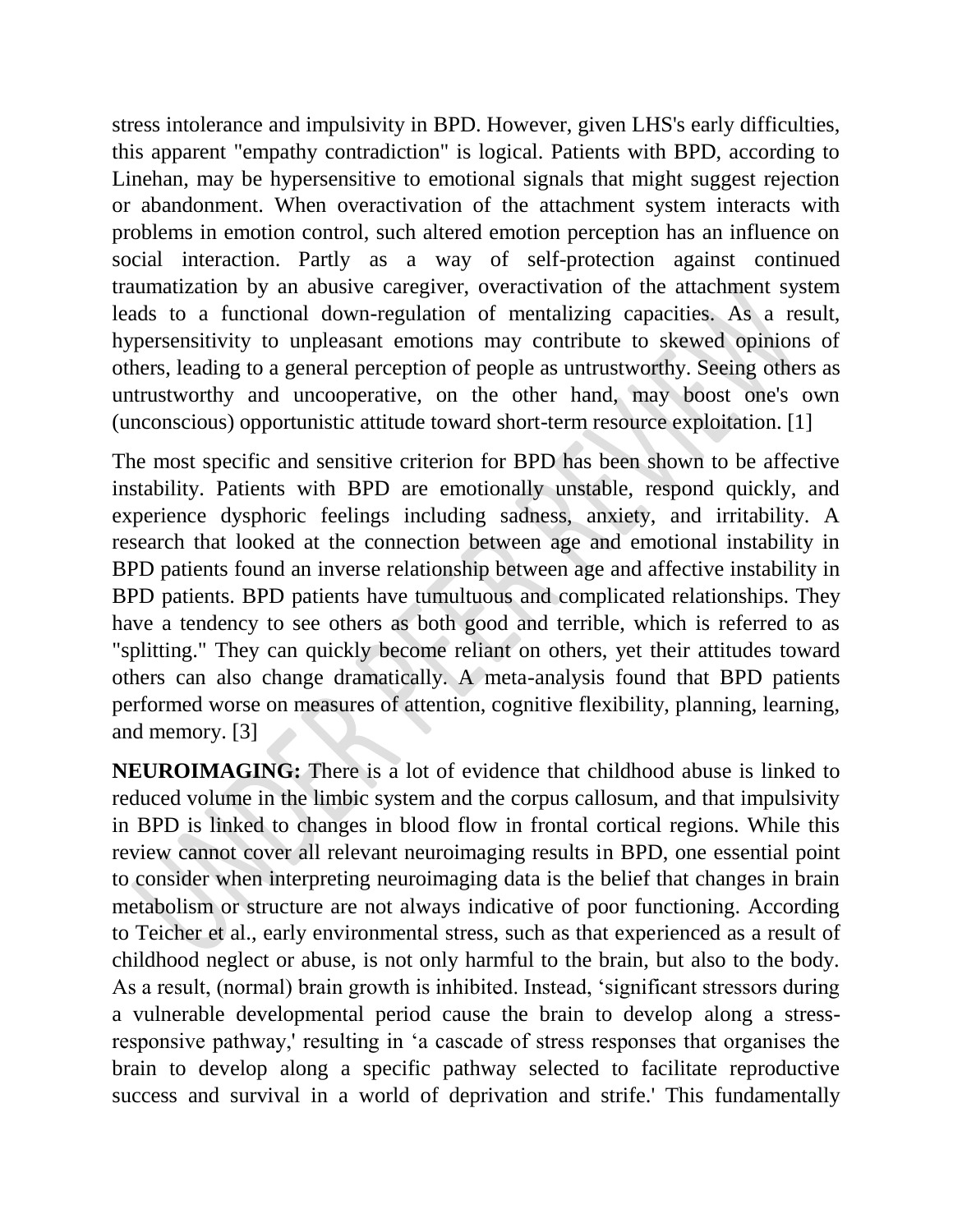stress intolerance and impulsivity in BPD. However, given LHS's early difficulties, this apparent "empathy contradiction" is logical. Patients with BPD, according to Linehan, may be hypersensitive to emotional signals that might suggest rejection or abandonment. When overactivation of the attachment system interacts with problems in emotion control, such altered emotion perception has an influence on social interaction. Partly as a way of self-protection against continued traumatization by an abusive caregiver, overactivation of the attachment system leads to a functional down-regulation of mentalizing capacities. As a result, hypersensitivity to unpleasant emotions may contribute to skewed opinions of others, leading to a general perception of people as untrustworthy. Seeing others as untrustworthy and uncooperative, on the other hand, may boost one's own (unconscious) opportunistic attitude toward short-term resource exploitation. [1]

The most specific and sensitive criterion for BPD has been shown to be affective instability. Patients with BPD are emotionally unstable, respond quickly, and experience dysphoric feelings including sadness, anxiety, and irritability. A research that looked at the connection between age and emotional instability in BPD patients found an inverse relationship between age and affective instability in BPD patients. BPD patients have tumultuous and complicated relationships. They have a tendency to see others as both good and terrible, which is referred to as "splitting." They can quickly become reliant on others, yet their attitudes toward others can also change dramatically. A meta-analysis found that BPD patients performed worse on measures of attention, cognitive flexibility, planning, learning, and memory. [3]

**NEUROIMAGING:** There is a lot of evidence that childhood abuse is linked to reduced volume in the limbic system and the corpus callosum, and that impulsivity in BPD is linked to changes in blood flow in frontal cortical regions. While this review cannot cover all relevant neuroimaging results in BPD, one essential point to consider when interpreting neuroimaging data is the belief that changes in brain metabolism or structure are not always indicative of poor functioning. According to Teicher et al., early environmental stress, such as that experienced as a result of childhood neglect or abuse, is not only harmful to the brain, but also to the body. As a result, (normal) brain growth is inhibited. Instead, 'significant stressors during a vulnerable developmental period cause the brain to develop along a stress-responsive pathway,' resulting in 'a cascade of stress responses that organises the brain to develop along a specific pathway selected to facilitate reproductive success and survival in a world of deprivation and strife.' This fundamentally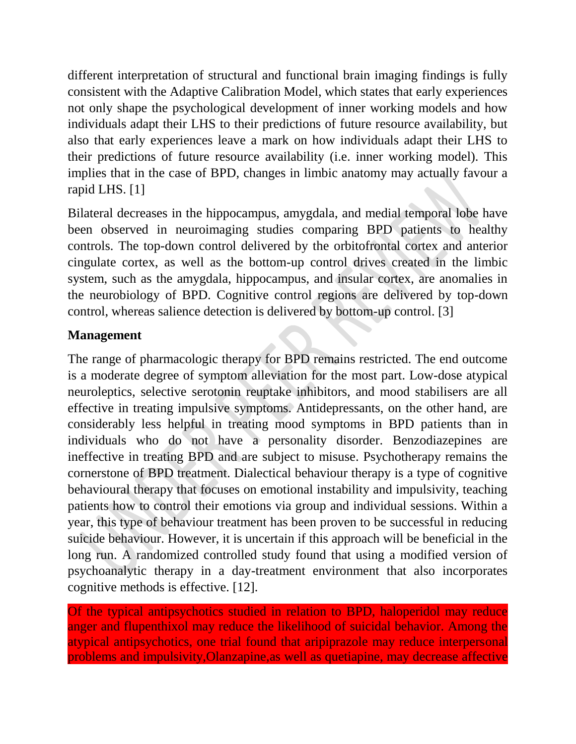different interpretation of structural and functional brain imaging findings is fully consistent with the Adaptive Calibration Model, which states that early experiences not only shape the psychological development of inner working models and how individuals adapt their LHS to their predictions of future resource availability, but also that early experiences leave a mark on how individuals adapt their LHS to their predictions of future resource availability (i.e. inner working model). This implies that in the case of BPD, changes in limbic anatomy may actually favour a rapid LHS. [1]

Bilateral decreases in the hippocampus, amygdala, and medial temporal lobe have been observed in neuroimaging studies comparing BPD patients to healthy controls. The top-down control delivered by the orbitofrontal cortex and anterior cingulate cortex, as well as the bottom-up control drives created in the limbic system, such as the amygdala, hippocampus, and insular cortex, are anomalies in the neurobiology of BPD. Cognitive control regions are delivered by top-down control, whereas salience detection is delivered by bottom-up control. [3]

**Management**

The range of pharmacologic therapy for BPD remains restricted. The end outcome is a moderate degree of symptom alleviation for the most part. Low-dose atypical neuroleptics, selective serotonin reuptake inhibitors, and mood stabilisers are all effective in treating impulsive symptoms. Antidepressants, on the other hand, are considerably less helpful in treating mood symptoms in BPD patients than in individuals who do not have a personality disorder. Benzodiazepines are ineffective in treating BPD and are subject to misuse. Psychotherapy remains the cornerstone of BPD treatment. Dialectical behaviour therapy is a type of cognitive behavioural therapy that focuses on emotional instability and impulsivity, teaching patients how to control their emotions via group and individual sessions. Within a year, this type of behaviour treatment has been proven to be successful in reducing suicide behaviour. However, it is uncertain if this approach will be beneficial in the long run. A randomized controlled study found that using a modified version of psychoanalytic therapy in a day-treatment environment that also incorporates cognitive methods is effective. [12].

Of the typical antipsychotics studied in relation to BPD, haloperidol may reduce anger and flupenthixol may reduce the likelihood of suicidal behavior. Among the atypical antipsychotics, one trial found that aripiprazole may reduce interpersonal problems and impulsivity,Olanzapine,as well as quetiapine, may decrease affective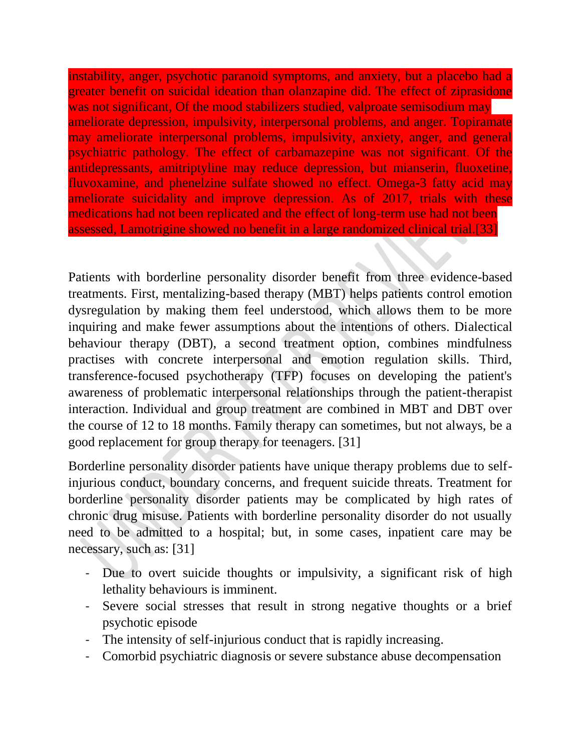instability, anger, psychotic paranoid symptoms, and anxiety, but a placebo had a greater benefit on suicidal ideation than olanzapine did. The effect of ziprasidone was not significant, Of the mood stabilizers studied, valproate semisodium may ameliorate depression, impulsivity, interpersonal problems, and anger. Topiramate may ameliorate interpersonal problems, impulsivity, anxiety, anger, and general psychiatric pathology. The effect of carbamazepine was not significant. Of the antidepressants, amitriptyline may reduce depression, but mianserin, fluoxetine, fluvoxamine, and phenelzine sulfate showed no effect. Omega-3 fatty acid may ameliorate suicidality and improve depression. As of 2017, trials with these medications had not been replicated and the effect of long-term use had not been assessed, Lamotrigine showed no benefit in a large randomized clinical trial.[33]

Patients with borderline personality disorder benefit from three evidence-based treatments. First, mentalizing-based therapy (MBT) helps patients control emotion dysregulation by making them feel understood, which allows them to be more inquiring and make fewer assumptions about the intentions of others. Dialectical behaviour therapy (DBT), a second treatment option, combines mindfulness practises with concrete interpersonal and emotion regulation skills. Third, transference-focused psychotherapy (TFP) focuses on developing the patient's awareness of problematic interpersonal relationships through the patient-therapist interaction. Individual and group treatment are combined in MBT and DBT over the course of 12 to 18 months. Family therapy can sometimes, but not always, be a good replacement for group therapy for teenagers. [31]

Borderline personality disorder patients have unique therapy problems due to self-injurious conduct, boundary concerns, and frequent suicide threats. Treatment for borderline personality disorder patients may be complicated by high rates of chronic drug misuse. Patients with borderline personality disorder do not usually need to be admitted to a hospital; but, in some cases, inpatient care may be necessary, such as: [31]

- Due to overt suicide thoughts or impulsivity, a significant risk of high lethality behaviours is imminent.
- Severe social stresses that result in strong negative thoughts or a brief psychotic episode
- The intensity of self-injurious conduct that is rapidly increasing.
- Comorbid psychiatric diagnosis or severe substance abuse decompensation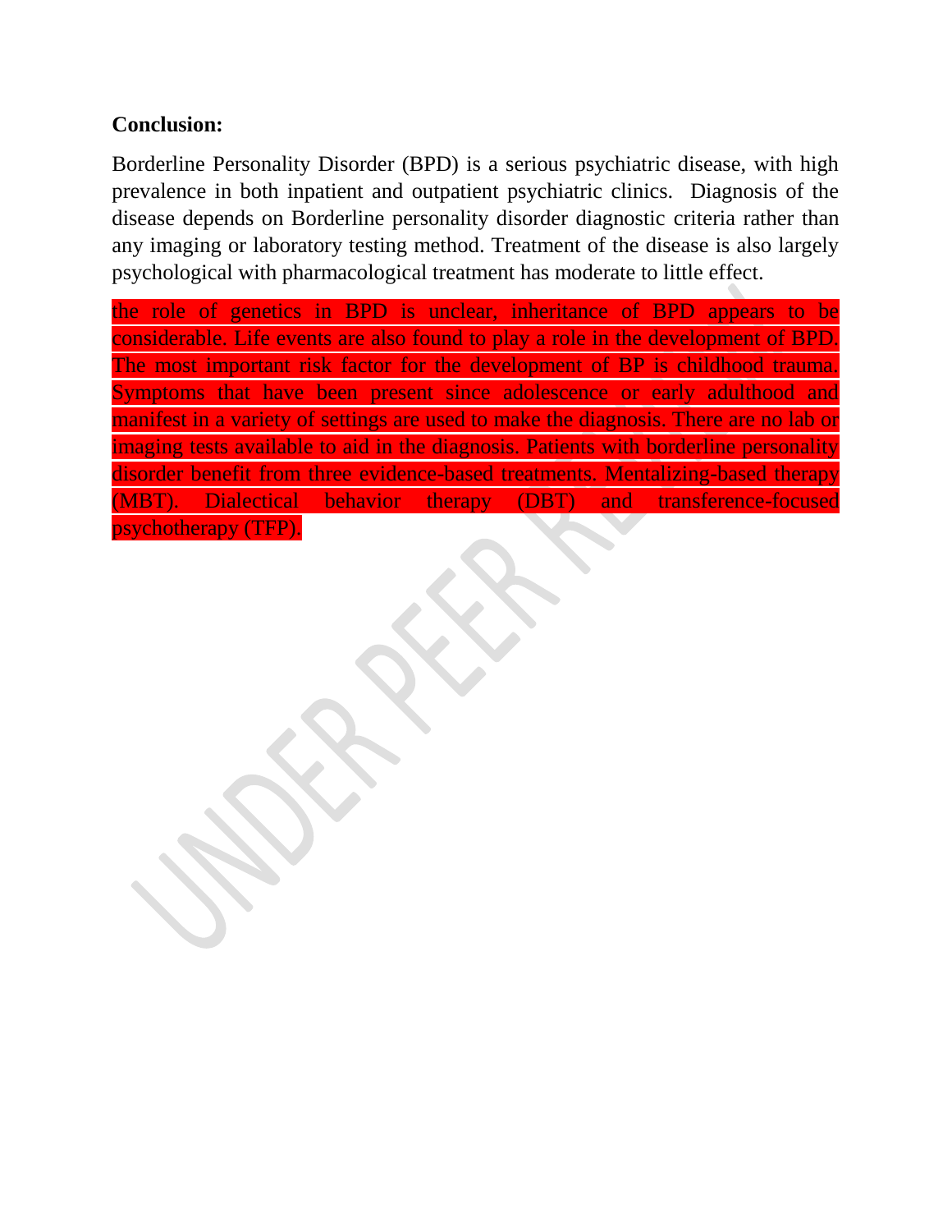**Conclusion:**

Borderline Personality Disorder (BPD) is a serious psychiatric disease, with high prevalence in both inpatient and outpatient psychiatric clinics. Diagnosis of the disease depends on Borderline personality disorder diagnostic criteria rather than any imaging or laboratory testing method. Treatment of the disease is also largely psychological with pharmacological treatment has moderate to little effect.

the role of genetics in BPD is unclear, inheritance of BPD appears to be considerable. Life events are also found to play a role in the development of BPD. The most important risk factor for the development of BP is childhood trauma. Symptoms that have been present since adolescence or early adulthood and manifest in a variety of settings are used to make the diagnosis. There are no lab or imaging tests available to aid in the diagnosis. Patients with borderline personality disorder benefit from three evidence-based treatments. Mentalizing-based therapy (MBT). Dialectical behavior therapy (DBT) and transference-focused psychotherapy (TFP).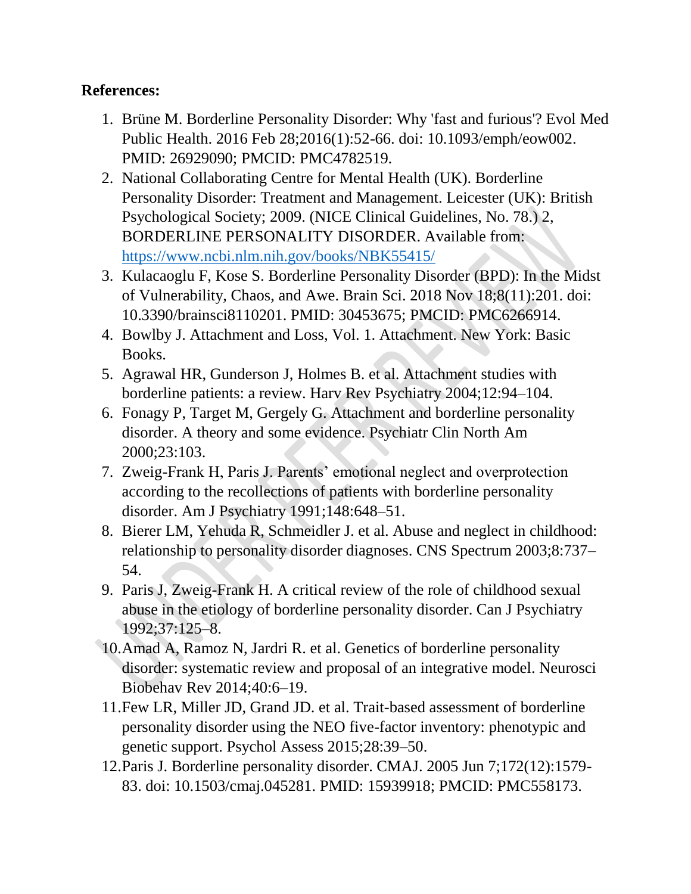**References:**

1. Brüne M. Borderline Personality Disorder: Why 'fast and furious'? Evol Med Public Health. 2016 Feb 28;2016(1):52-66. doi: 10.1093/emph/eow002. PMID: 26929090; PMCID: PMC4782519.
2. National Collaborating Centre for Mental Health (UK). Borderline Personality Disorder: Treatment and Management. Leicester (UK): British Psychological Society; 2009. (NICE Clinical Guidelines, No. 78.) 2, BORDERLINE PERSONALITY DISORDER. Available from: https://www.ncbi.nlm.nih.gov/books/NBK55415/
3. Kulacaoglu F, Kose S. Borderline Personality Disorder (BPD): In the Midst of Vulnerability, Chaos, and Awe. Brain Sci. 2018 Nov 18;8(11):201. doi: 10.3390/brainsci8110201. PMID: 30453675; PMCID: PMC6266914.
4. Bowlby J. Attachment and Loss, Vol. 1. Attachment. New York: Basic Books.
5. Agrawal HR, Gunderson J, Holmes B. et al. Attachment studies with borderline patients: a review. Harv Rev Psychiatry 2004;12:94–104.
6. Fonagy P, Target M, Gergely G. Attachment and borderline personality disorder. A theory and some evidence. Psychiatr Clin North Am 2000;23:103.
7. Zweig-Frank H, Paris J. Parents' emotional neglect and overprotection according to the recollections of patients with borderline personality disorder. Am J Psychiatry 1991;148:648–51.
8. Bierer LM, Yehuda R, Schmeidler J. et al. Abuse and neglect in childhood: relationship to personality disorder diagnoses. CNS Spectrum 2003;8:737–54.
9. Paris J, Zweig-Frank H. A critical review of the role of childhood sexual abuse in the etiology of borderline personality disorder. Can J Psychiatry 1992;37:125–8.
10. Amad A, Ramoz N, Jardri R. et al. Genetics of borderline personality disorder: systematic review and proposal of an integrative model. Neurosci Biobehav Rev 2014;40:6–19.
11. Few LR, Miller JD, Grand JD. et al. Trait-based assessment of borderline personality disorder using the NEO five-factor inventory: phenotypic and genetic support. Psychol Assess 2015;28:39–50.
12. Paris J. Borderline personality disorder. CMAJ. 2005 Jun 7;172(12):1579-83. doi: 10.1503/cmaj.045281. PMID: 15939918; PMCID: PMC558173.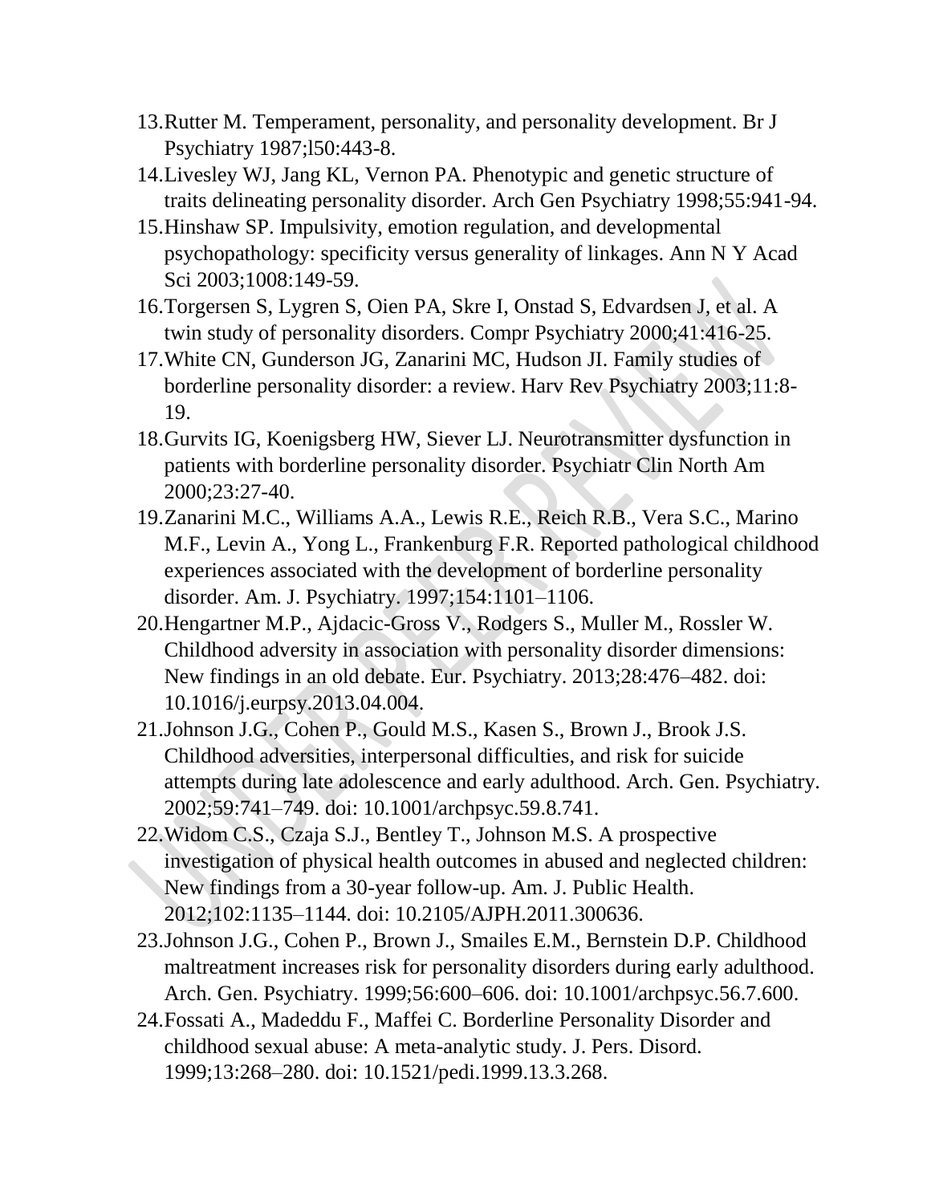13. Rutter M. Temperament, personality, and personality development. Br J Psychiatry 1987;l50:443-8.
14. Livesley WJ, Jang KL, Vernon PA. Phenotypic and genetic structure of traits delineating personality disorder. Arch Gen Psychiatry 1998;55:941-94.
15. Hinshaw SP. Impulsivity, emotion regulation, and developmental psychopathology: specificity versus generality of linkages. Ann N Y Acad Sci 2003;1008:149-59.
16. Torgersen S, Lygren S, Oien PA, Skre I, Onstad S, Edvardsen J, et al. A twin study of personality disorders. Compr Psychiatry 2000;41:416-25.
17. White CN, Gunderson JG, Zanarini MC, Hudson JI. Family studies of borderline personality disorder: a review. Harv Rev Psychiatry 2003;11:8-19.
18. Gurvits IG, Koenigsberg HW, Siever LJ. Neurotransmitter dysfunction in patients with borderline personality disorder. Psychiatr Clin North Am 2000;23:27-40.
19. Zanarini M.C., Williams A.A., Lewis R.E., Reich R.B., Vera S.C., Marino M.F., Levin A., Yong L., Frankenburg F.R. Reported pathological childhood experiences associated with the development of borderline personality disorder. Am. J. Psychiatry. 1997;154:1101–1106.
20. Hengartner M.P., Ajdacic-Gross V., Rodgers S., Muller M., Rossler W. Childhood adversity in association with personality disorder dimensions: New findings in an old debate. Eur. Psychiatry. 2013;28:476–482. doi: 10.1016/j.eurpsy.2013.04.004.
21. Johnson J.G., Cohen P., Gould M.S., Kasen S., Brown J., Brook J.S. Childhood adversities, interpersonal difficulties, and risk for suicide attempts during late adolescence and early adulthood. Arch. Gen. Psychiatry. 2002;59:741–749. doi: 10.1001/archpsyc.59.8.741.
22. Widom C.S., Czaja S.J., Bentley T., Johnson M.S. A prospective investigation of physical health outcomes in abused and neglected children: New findings from a 30-year follow-up. Am. J. Public Health. 2012;102:1135–1144. doi: 10.2105/AJPH.2011.300636.
23. Johnson J.G., Cohen P., Brown J., Smailes E.M., Bernstein D.P. Childhood maltreatment increases risk for personality disorders during early adulthood. Arch. Gen. Psychiatry. 1999;56:600–606. doi: 10.1001/archpsyc.56.7.600.
24. Fossati A., Madeddu F., Maffei C. Borderline Personality Disorder and childhood sexual abuse: A meta-analytic study. J. Pers. Disord. 1999;13:268–280. doi: 10.1521/pedi.1999.13.3.268.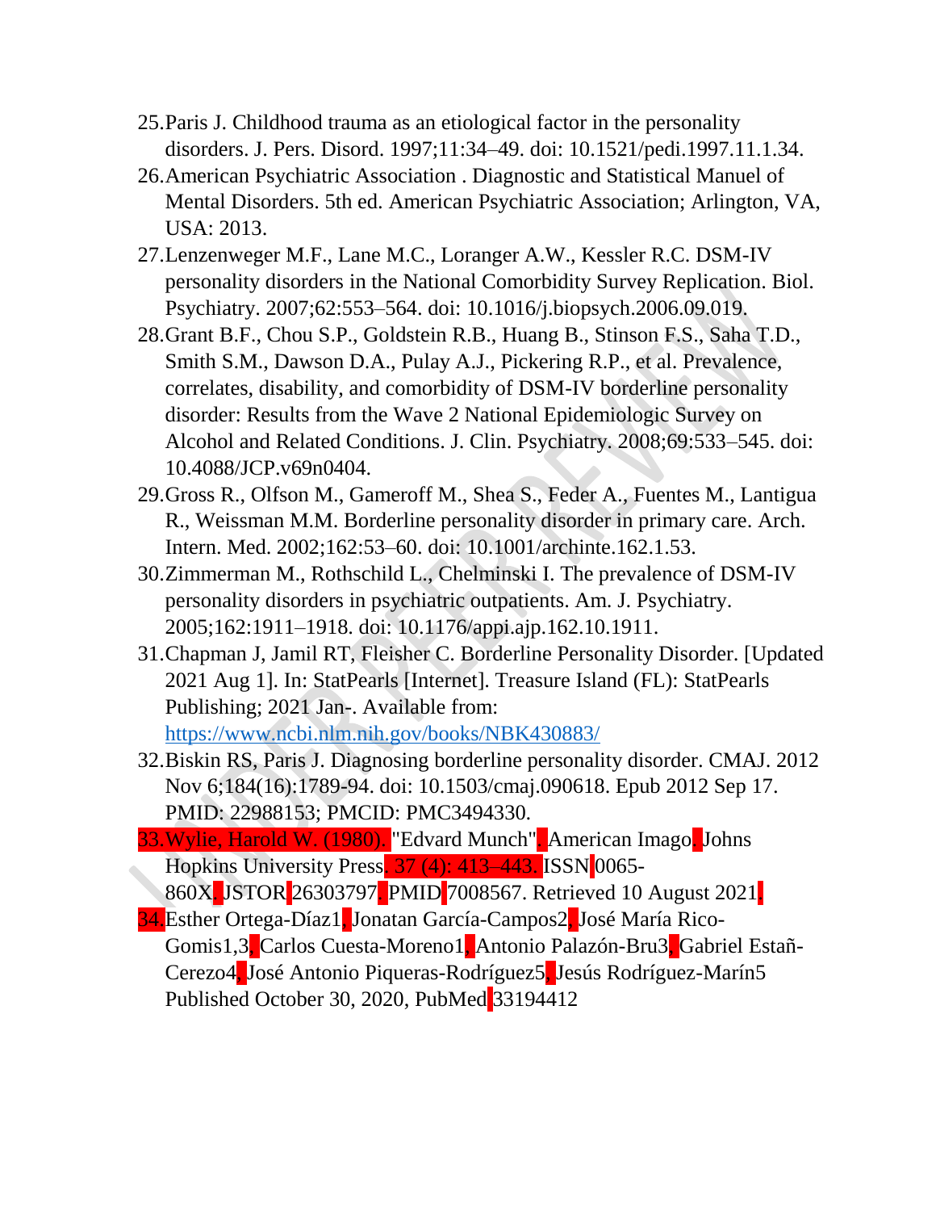25. Paris J. Childhood trauma as an etiological factor in the personality disorders. J. Pers. Disord. 1997;11:34–49. doi: 10.1521/pedi.1997.11.1.34.
26. American Psychiatric Association . Diagnostic and Statistical Manuel of Mental Disorders. 5th ed. American Psychiatric Association; Arlington, VA, USA: 2013.
27. Lenzenweger M.F., Lane M.C., Loranger A.W., Kessler R.C. DSM-IV personality disorders in the National Comorbidity Survey Replication. Biol. Psychiatry. 2007;62:553–564. doi: 10.1016/j.biopsych.2006.09.019.
28. Grant B.F., Chou S.P., Goldstein R.B., Huang B., Stinson F.S., Saha T.D., Smith S.M., Dawson D.A., Pulay A.J., Pickering R.P., et al. Prevalence, correlates, disability, and comorbidity of DSM-IV borderline personality disorder: Results from the Wave 2 National Epidemiologic Survey on Alcohol and Related Conditions. J. Clin. Psychiatry. 2008;69:533–545. doi: 10.4088/JCP.v69n0404.
29. Gross R., Olfson M., Gameroff M., Shea S., Feder A., Fuentes M., Lantigua R., Weissman M.M. Borderline personality disorder in primary care. Arch. Intern. Med. 2002;162:53–60. doi: 10.1001/archinte.162.1.53.
30. Zimmerman M., Rothschild L., Chelminski I. The prevalence of DSM-IV personality disorders in psychiatric outpatients. Am. J. Psychiatry. 2005;162:1911–1918. doi: 10.1176/appi.ajp.162.10.1911.
31. Chapman J, Jamil RT, Fleisher C. Borderline Personality Disorder. [Updated 2021 Aug 1]. In: StatPearls [Internet]. Treasure Island (FL): StatPearls Publishing; 2021 Jan-. Available from: https://www.ncbi.nlm.nih.gov/books/NBK430883/
32. Biskin RS, Paris J. Diagnosing borderline personality disorder. CMAJ. 2012 Nov 6;184(16):1789-94. doi: 10.1503/cmaj.090618. Epub 2012 Sep 17. PMID: 22988153; PMCID: PMC3494330.
33. Wylie, Harold W. (1980). "Edvard Munch". American Imago. Johns Hopkins University Press. 37 (4): 413–443. ISSN 0065-860X. JSTOR 26303797. PMID 7008567. Retrieved 10 August 2021.
34. Esther Ortega-Díaz1, Jonatan García-Campos2, José María Rico-Gomis1,3, Carlos Cuesta-Moreno1, Antonio Palazón-Bru3, Gabriel Estañ-Cerezo4, José Antonio Piqueras-Rodríguez5, Jesús Rodríguez-Marín5 Published October 30, 2020, PubMed 33194412